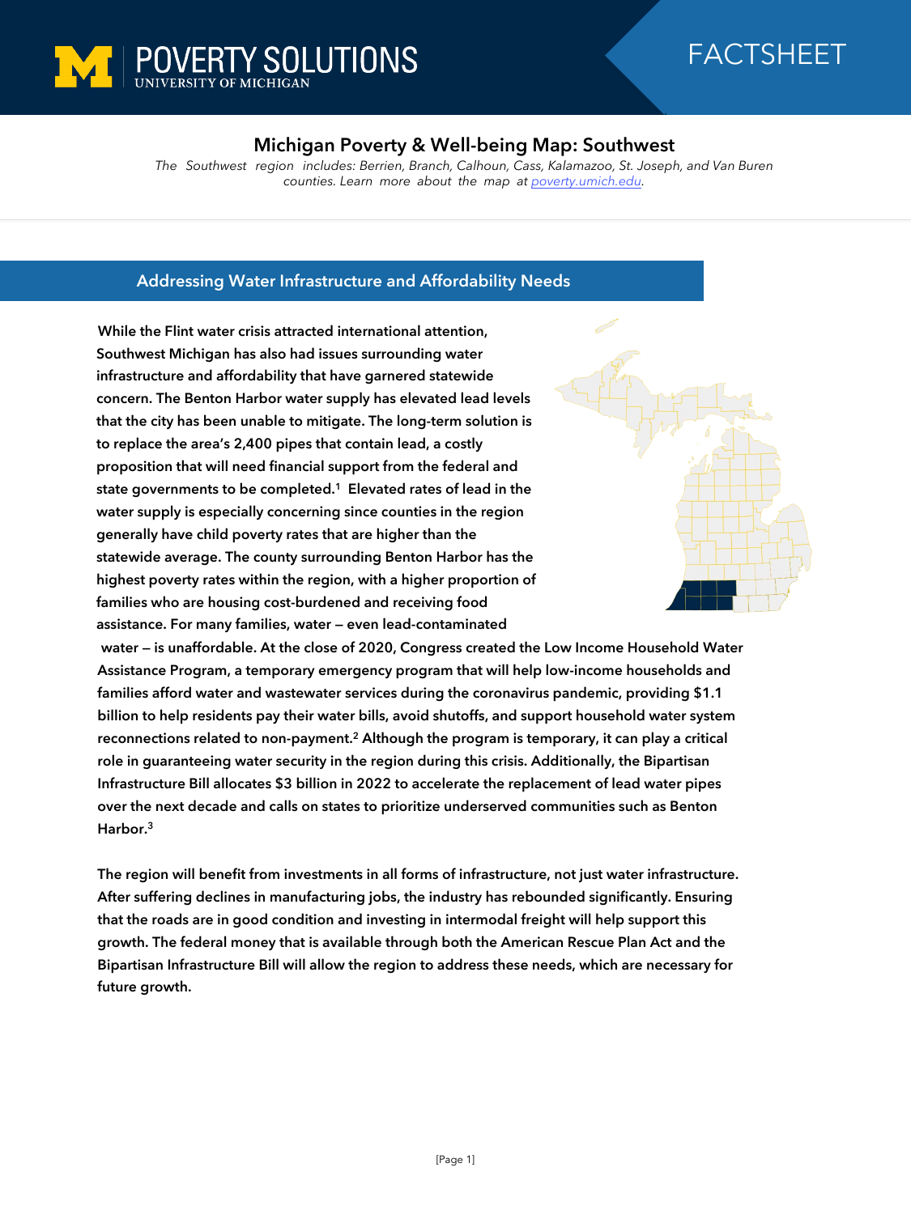POVERTY SOLUTIONS
UNIVERSITY OF MICHIGAN

FACTSHEET

# Michigan Poverty & Well-being Map: Southwest

*The Southwest region includes: Berrien, Branch, Calhoun, Cass, Kalamazoo, St. Joseph, and Van Buren counties. Learn more about the map at [poverty.umich.edu](poverty.umich.edu).*

## Addressing Water Infrastructure and Affordability Needs

**While the Flint water crisis attracted international attention, Southwest Michigan has also had issues surrounding water infrastructure and affordability that have garnered statewide concern. The Benton Harbor water supply has elevated lead levels that the city has been unable to mitigate. The long-term solution is to replace the area's 2,400 pipes that contain lead, a costly proposition that will need financial support from the federal and state governments to be completed.[1] Elevated rates of lead in the water supply is especially concerning since counties in the region generally have child poverty rates that are higher than the statewide average. The county surrounding Benton Harbor has the highest poverty rates within the region, with a higher proportion of families who are housing cost-burdened and receiving food assistance. For many families, water — even lead-contaminated water — is unaffordable. At the close of 2020, Congress created the Low Income Household Water Assistance Program, a temporary emergency program that will help low-income households and families afford water and wastewater services during the coronavirus pandemic, providing $1.1 billion to help residents pay their water bills, avoid shutoffs, and support household water system reconnections related to non-payment.[2] Although the program is temporary, it can play a critical role in guaranteeing water security in the region during this crisis. Additionally, the Bipartisan Infrastructure Bill allocates $3 billion in 2022 to accelerate the replacement of lead water pipes over the next decade and calls on states to prioritize underserved communities such as Benton Harbor.[3]**

**The region will benefit from investments in all forms of infrastructure, not just water infrastructure. After suffering declines in manufacturing jobs, the industry has rebounded significantly. Ensuring that the roads are in good condition and investing in intermodal freight will help support this growth. The federal money that is available through both the American Rescue Plan Act and the Bipartisan Infrastructure Bill will allow the region to address these needs, which are necessary for future growth.**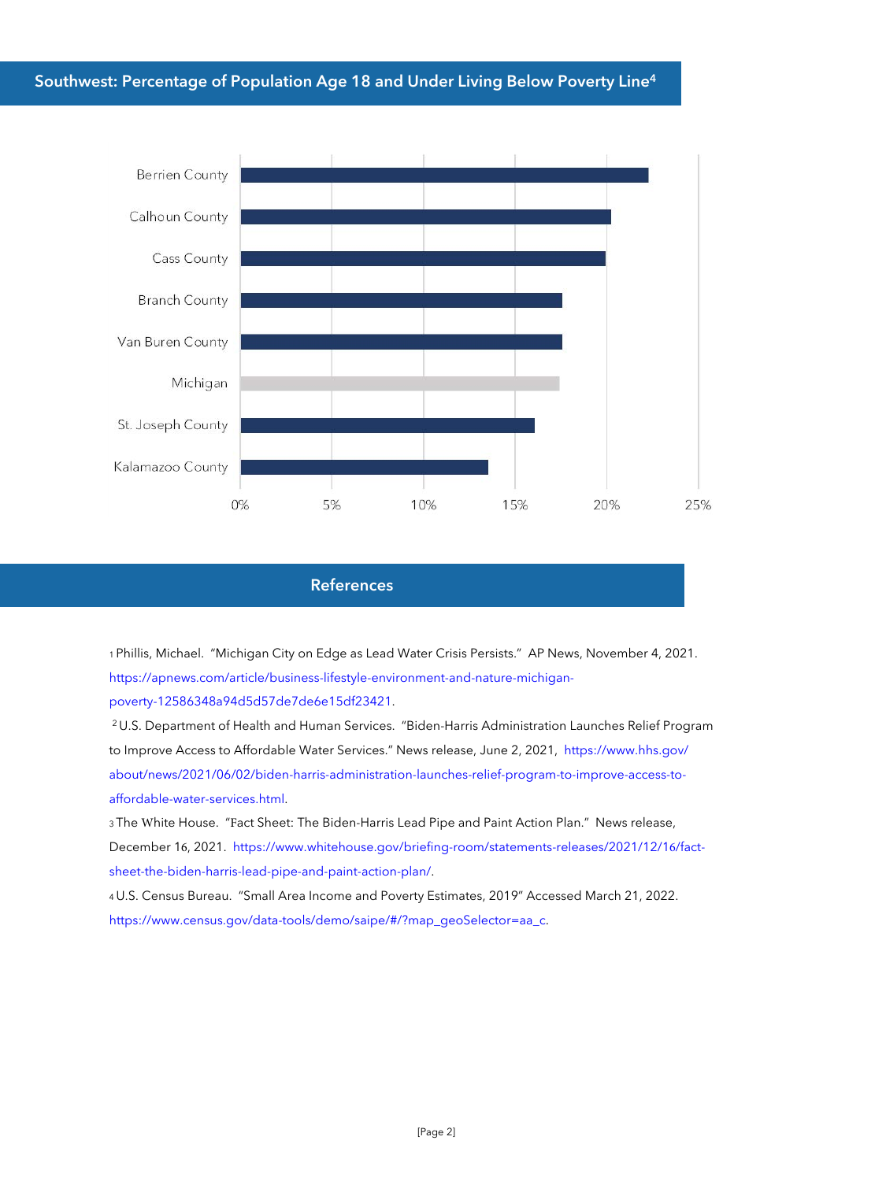## Southwest: Percentage of Population Age 18 and Under Living Below Poverty Line[4]

Berrien County
Calhoun County
Cass County
Branch County
Van Buren County
Michigan
St. Joseph County
Kalamazoo County

0%
5%
10%
15%
20%
25%

## References

[1] Phillis, Michael. "Michigan City on Edge as Lead Water Crisis Persists." AP News, November 4, 2021. https://apnews.com/article/business-lifestyle-environment-and-nature-michigan-poverty-12586348a94d5d57de7de6e15df23421.

[2] U.S. Department of Health and Human Services. "Biden-Harris Administration Launches Relief Program to Improve Access to Affordable Water Services." News release, June 2, 2021, https://www.hhs.gov/about/news/2021/06/02/biden-harris-administration-launches-relief-program-to-improve-access-to-affordable-water-services.html.

[3] The White House. "Fact Sheet: The Biden-Harris Lead Pipe and Paint Action Plan." News release, December 16, 2021. https://www.whitehouse.gov/briefing-room/statements-releases/2021/12/16/fact-sheet-the-biden-harris-lead-pipe-and-paint-action-plan/.

[4] U.S. Census Bureau. "Small Area Income and Poverty Estimates, 2019" Accessed March 21, 2022. https://www.census.gov/data-tools/demo/saipe/#/?map_geoSelector=aa_c.